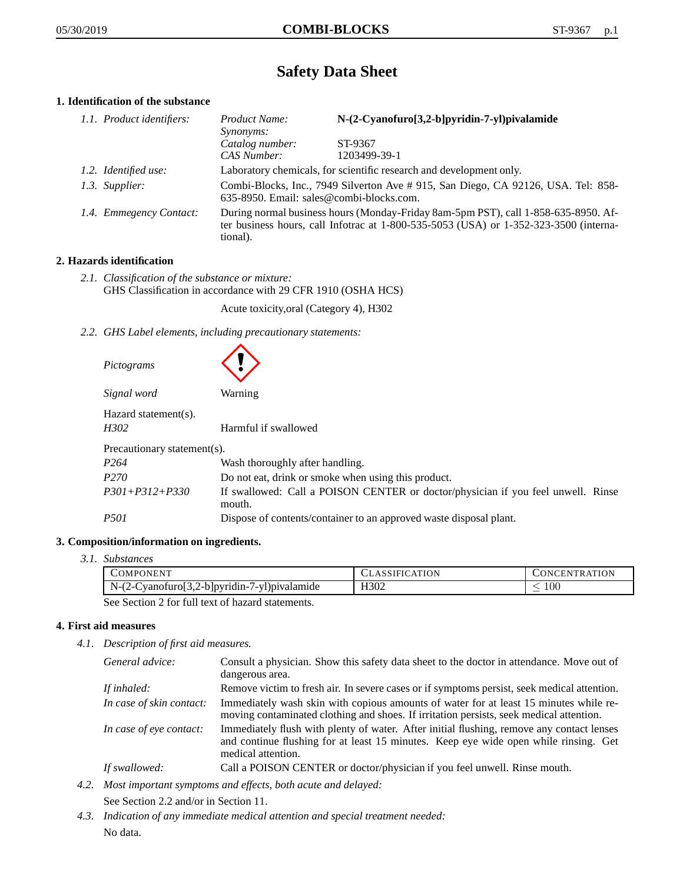# Safety Data Sheet

## 1. Identification of the substance

*1.1. Product identifiers:*

| | |
|---|---|
| *Product Name:* | **N-(2-Cyanofuro[3,2-b]pyridin-7-yl)pivalamide** |
| *Synonyms:* | |
| *Catalog number:* | ST-9367 |
| *CAS Number:* | 1203499-39-1 |

*1.2. Identified use:* Laboratory chemicals, for scientific research and development only.

*1.3. Supplier:* Combi-Blocks, Inc., 7949 Silverton Ave # 915, San Diego, CA 92126, USA. Tel: 858-635-8950. Email: sales@combi-blocks.com.

*1.4. Emmegency Contact:* During normal business hours (Monday-Friday 8am-5pm PST), call 1-858-635-8950. After business hours, call Infotrac at 1-800-535-5053 (USA) or 1-352-323-3500 (international).

## 2. Hazards identification

*2.1. Classification of the substance or mixture:*
GHS Classification in accordance with 29 CFR 1910 (OSHA HCS)

Acute toxicity,oral (Category 4), H302

*2.2. GHS Label elements, including precautionary statements:*

*Pictograms*

*Signal word* Warning

Hazard statement(s).

| | |
|---|---|
| *H302* | Harmful if swallowed |

Precautionary statement(s).

| | |
|---|---|
| *P264* | Wash thoroughly after handling. |
| *P270* | Do not eat, drink or smoke when using this product. |
| *P301+P312+P330* | If swallowed: Call a POISON CENTER or doctor/physician if you feel unwell. Rinse mouth. |
| *P501* | Dispose of contents/container to an approved waste disposal plant. |

## 3. Composition/information on ingredients.

*3.1. Substances*

| COMPONENT | CLASSIFICATION | CONCENTRATION |
|---|---|---|
| N-(2-Cyanofuro[3,2-b]pyridin-7-yl)pivalamide | H302 | $\leq$ 100 |

See Section 2 for full text of hazard statements.

## 4. First aid measures

*4.1. Description of first aid measures.*

| | |
|---|---|
| *General advice:* | Consult a physician. Show this safety data sheet to the doctor in attendance. Move out of dangerous area. |
| *If inhaled:* | Remove victim to fresh air. In severe cases or if symptoms persist, seek medical attention. |
| *In case of skin contact:* | Immediately wash skin with copious amounts of water for at least 15 minutes while removing contaminated clothing and shoes. If irritation persists, seek medical attention. |
| *In case of eye contact:* | Immediately flush with plenty of water. After initial flushing, remove any contact lenses and continue flushing for at least 15 minutes. Keep eye wide open while rinsing. Get medical attention. |
| *If swallowed:* | Call a POISON CENTER or doctor/physician if you feel unwell. Rinse mouth. |

*4.2. Most important symptoms and effects, both acute and delayed:*

See Section 2.2 and/or in Section 11.

*4.3. Indication of any immediate medical attention and special treatment needed:*

No data.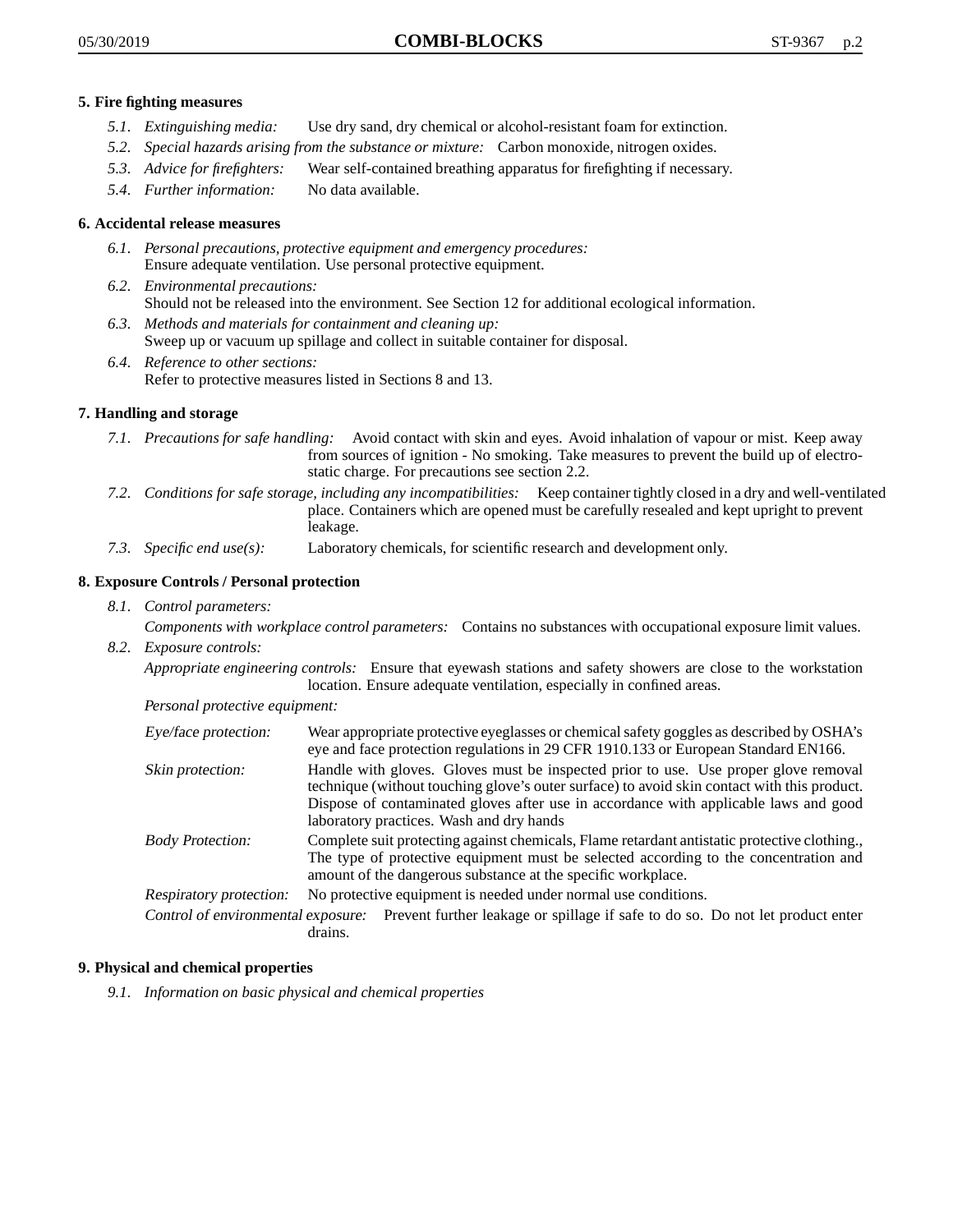## 5. Fire fighting measures

5.1. *Extinguishing media:* Use dry sand, dry chemical or alcohol-resistant foam for extinction.

5.2. *Special hazards arising from the substance or mixture:* Carbon monoxide, nitrogen oxides.

5.3. *Advice for firefighters:* Wear self-contained breathing apparatus for firefighting if necessary.

5.4. *Further information:* No data available.

## 6. Accidental release measures

6.1. *Personal precautions, protective equipment and emergency procedures:*
Ensure adequate ventilation. Use personal protective equipment.

6.2. *Environmental precautions:*
Should not be released into the environment. See Section 12 for additional ecological information.

6.3. *Methods and materials for containment and cleaning up:*
Sweep up or vacuum up spillage and collect in suitable container for disposal.

6.4. *Reference to other sections:*
Refer to protective measures listed in Sections 8 and 13.

## 7. Handling and storage

7.1. *Precautions for safe handling:* Avoid contact with skin and eyes. Avoid inhalation of vapour or mist. Keep away from sources of ignition - No smoking. Take measures to prevent the build up of electrostatic charge. For precautions see section 2.2.

7.2. *Conditions for safe storage, including any incompatibilities:* Keep container tightly closed in a dry and well-ventilated place. Containers which are opened must be carefully resealed and kept upright to prevent leakage.

7.3. *Specific end use(s):* Laboratory chemicals, for scientific research and development only.

## 8. Exposure Controls / Personal protection

8.1. *Control parameters:*

*Components with workplace control parameters:* Contains no substances with occupational exposure limit values.

8.2. *Exposure controls:*

*Appropriate engineering controls:* Ensure that eyewash stations and safety showers are close to the workstation location. Ensure adequate ventilation, especially in confined areas.

*Personal protective equipment:*

*Eye/face protection:* Wear appropriate protective eyeglasses or chemical safety goggles as described by OSHA's eye and face protection regulations in 29 CFR 1910.133 or European Standard EN166.

*Skin protection:* Handle with gloves. Gloves must be inspected prior to use. Use proper glove removal technique (without touching glove's outer surface) to avoid skin contact with this product. Dispose of contaminated gloves after use in accordance with applicable laws and good laboratory practices. Wash and dry hands

*Body Protection:* Complete suit protecting against chemicals, Flame retardant antistatic protective clothing., The type of protective equipment must be selected according to the concentration and amount of the dangerous substance at the specific workplace.

*Respiratory protection:* No protective equipment is needed under normal use conditions.

*Control of environmental exposure:* Prevent further leakage or spillage if safe to do so. Do not let product enter drains.

## 9. Physical and chemical properties

9.1. *Information on basic physical and chemical properties*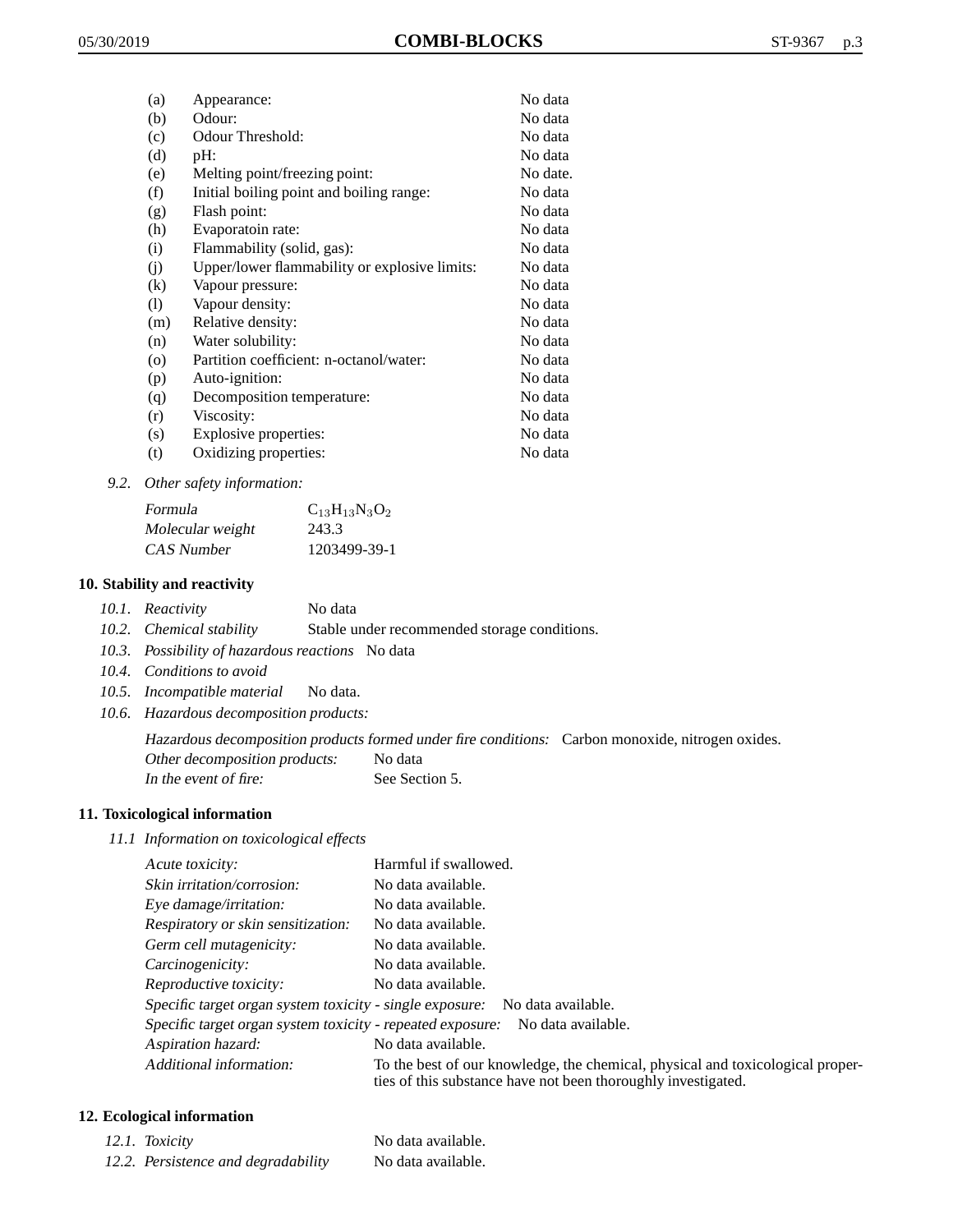| | | |
|---|---|---|
| (a) | Appearance: | No data |
| (b) | Odour: | No data |
| (c) | Odour Threshold: | No data |
| (d) | pH: | No data |
| (e) | Melting point/freezing point: | No date. |
| (f) | Initial boiling point and boiling range: | No data |
| (g) | Flash point: | No data |
| (h) | Evaporatoin rate: | No data |
| (i) | Flammability (solid, gas): | No data |
| (j) | Upper/lower flammability or explosive limits: | No data |
| (k) | Vapour pressure: | No data |
| (l) | Vapour density: | No data |
| (m) | Relative density: | No data |
| (n) | Water solubility: | No data |
| (o) | Partition coefficient: n-octanol/water: | No data |
| (p) | Auto-ignition: | No data |
| (q) | Decomposition temperature: | No data |
| (r) | Viscosity: | No data |
| (s) | Explosive properties: | No data |
| (t) | Oxidizing properties: | No data |

*9.2. Other safety information:*

| | |
|---|---|
| *Formula* | $C_{13}H_{13}N_3O_2$ |
| *Molecular weight* | 243.3 |
| *CAS Number* | 1203499-39-1 |

## 10. Stability and reactivity

*10.1. Reactivity* No data

*10.2. Chemical stability* Stable under recommended storage conditions.

*10.3. Possibility of hazardous reactions* No data

*10.4. Conditions to avoid*

*10.5. Incompatible material* No data.

*10.6. Hazardous decomposition products:*

*Hazardous decomposition products formed under fire conditions:* Carbon monoxide, nitrogen oxides.

*Other decomposition products:* No data

*In the event of fire:* See Section 5.

## 11. Toxicological information

*11.1 Information on toxicological effects*

| | |
|---|---|
| *Acute toxicity:* | Harmful if swallowed. |
| *Skin irritation/corrosion:* | No data available. |
| *Eye damage/irritation:* | No data available. |
| *Respiratory or skin sensitization:* | No data available. |
| *Germ cell mutagenicity:* | No data available. |
| *Carcinogenicity:* | No data available. |
| *Reproductive toxicity:* | No data available. |
| *Specific target organ system toxicity - single exposure:* | No data available. |
| *Specific target organ system toxicity - repeated exposure:* | No data available. |
| *Aspiration hazard:* | No data available. |
| *Additional information:* | To the best of our knowledge, the chemical, physical and toxicological properties of this substance have not been thoroughly investigated. |

## 12. Ecological information

| | |
|---|---|
| *12.1. Toxicity* | No data available. |
| *12.2. Persistence and degradability* | No data available. |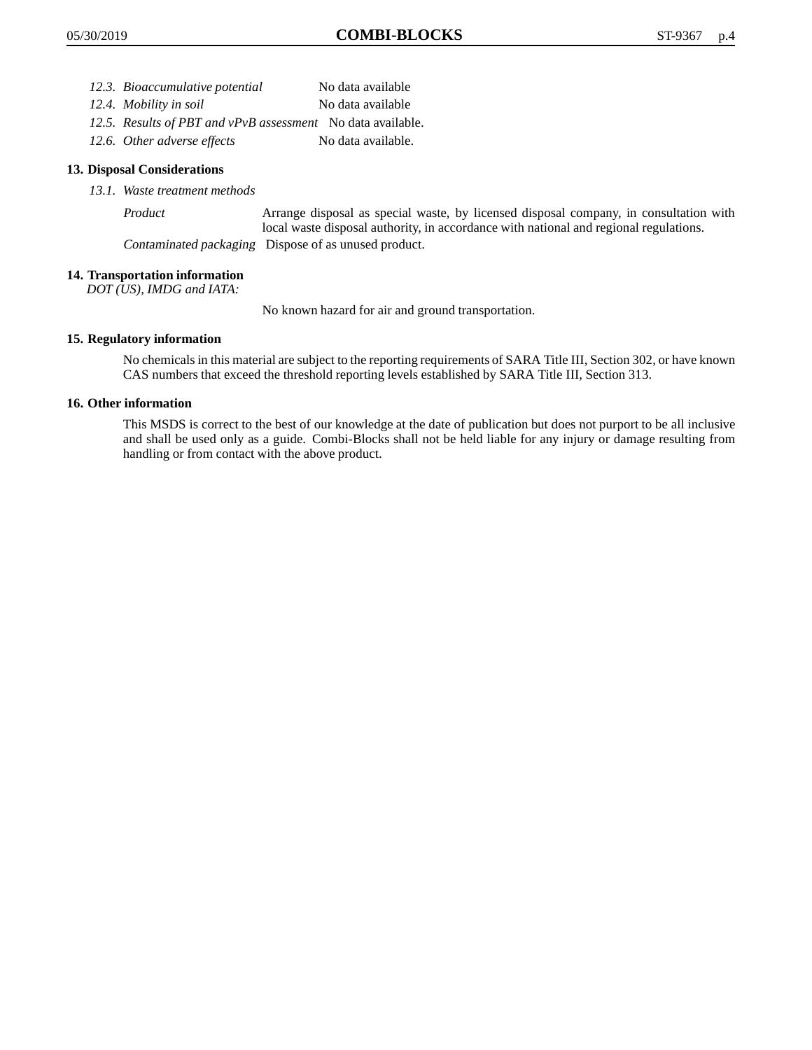*12.3. Bioaccumulative potential* No data available

*12.4. Mobility in soil* No data available

*12.5. Results of PBT and vPvB assessment* No data available.

*12.6. Other adverse effects* No data available.

## 13. Disposal Considerations

*13.1. Waste treatment methods*

*Product* Arrange disposal as special waste, by licensed disposal company, in consultation with local waste disposal authority, in accordance with national and regional regulations.

*Contaminated packaging* Dispose of as unused product.

## 14. Transportation information

*DOT (US), IMDG and IATA:*

No known hazard for air and ground transportation.

## 15. Regulatory information

No chemicals in this material are subject to the reporting requirements of SARA Title III, Section 302, or have known CAS numbers that exceed the threshold reporting levels established by SARA Title III, Section 313.

## 16. Other information

This MSDS is correct to the best of our knowledge at the date of publication but does not purport to be all inclusive and shall be used only as a guide. Combi-Blocks shall not be held liable for any injury or damage resulting from handling or from contact with the above product.